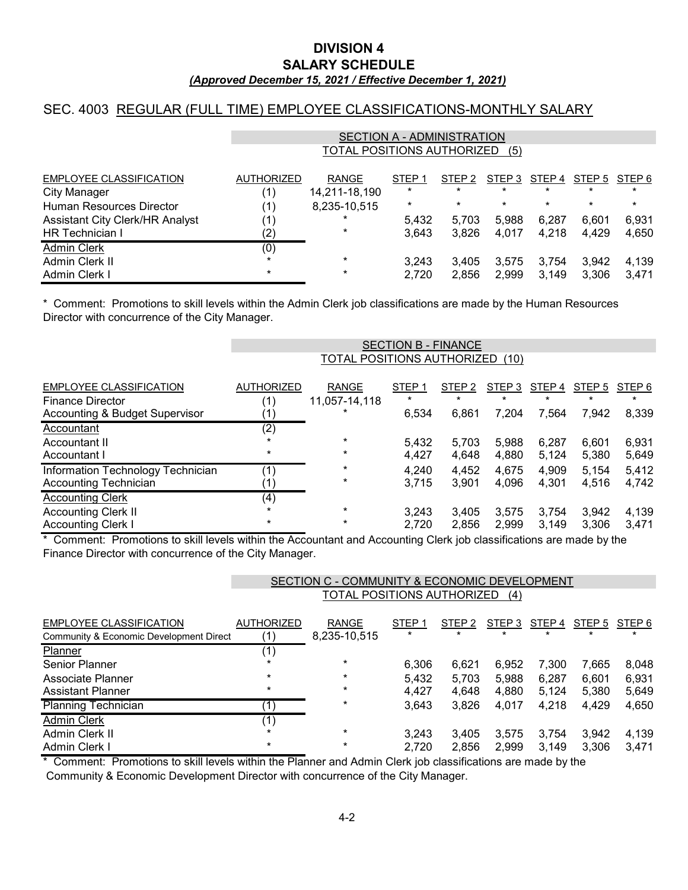# DIVISION 4
# SALARY SCHEDULE
***(Approved December 15, 2021 / Effective December 1, 2021)***

## SEC. 4003 REGULAR (FULL TIME) EMPLOYEE CLASSIFICATIONS-MONTHLY SALARY

### SECTION A - ADMINISTRATION
TOTAL POSITIONS AUTHORIZED (5)

| EMPLOYEE CLASSIFICATION | AUTHORIZED | RANGE | STEP 1 | STEP 2 | STEP 3 | STEP 4 | STEP 5 | STEP 6 |
|---|---|---|---|---|---|---|---|---|
| City Manager | (1) | 14,211-18,190 | * | * | * | * | * | * |
| Human Resources Director | (1) | 8,235-10,515 | * | * | * | * | * | * |
| Assistant City Clerk/HR Analyst | (1) | * | 5,432 | 5,703 | 5,988 | 6,287 | 6,601 | 6,931 |
| HR Technician I | (2) | * | 3,643 | 3,826 | 4,017 | 4,218 | 4,429 | 4,650 |
| Admin Clerk | (0) | | | | | | | |
| Admin Clerk II | * | * | 3,243 | 3,405 | 3,575 | 3,754 | 3,942 | 4,139 |
| Admin Clerk I | * | * | 2,720 | 2,856 | 2,999 | 3,149 | 3,306 | 3,471 |

* Comment: Promotions to skill levels within the Admin Clerk job classifications are made by the Human Resources Director with concurrence of the City Manager.

### SECTION B - FINANCE
TOTAL POSITIONS AUTHORIZED (10)

| EMPLOYEE CLASSIFICATION | AUTHORIZED | RANGE | STEP 1 | STEP 2 | STEP 3 | STEP 4 | STEP 5 | STEP 6 |
|---|---|---|---|---|---|---|---|---|
| Finance Director | (1) | 11,057-14,118 | * | * | * | * | * | * |
| Accounting & Budget Supervisor | (1) | * | 6,534 | 6,861 | 7,204 | 7,564 | 7,942 | 8,339 |
| Accountant | (2) | | | | | | | |
| Accountant II | * | * | 5,432 | 5,703 | 5,988 | 6,287 | 6,601 | 6,931 |
| Accountant I | * | * | 4,427 | 4,648 | 4,880 | 5,124 | 5,380 | 5,649 |
| Information Technology Technician | (1) | * | 4,240 | 4,452 | 4,675 | 4,909 | 5,154 | 5,412 |
| Accounting Technician | (1) | * | 3,715 | 3,901 | 4,096 | 4,301 | 4,516 | 4,742 |
| Accounting Clerk | (4) | | | | | | | |
| Accounting Clerk II | * | * | 3,243 | 3,405 | 3,575 | 3,754 | 3,942 | 4,139 |
| Accounting Clerk I | * | * | 2,720 | 2,856 | 2,999 | 3,149 | 3,306 | 3,471 |

* Comment: Promotions to skill levels within the Accountant and Accounting Clerk job classifications are made by the Finance Director with concurrence of the City Manager.

### SECTION C - COMMUNITY & ECONOMIC DEVELOPMENT
TOTAL POSITIONS AUTHORIZED (4)

| EMPLOYEE CLASSIFICATION | AUTHORIZED | RANGE | STEP 1 | STEP 2 | STEP 3 | STEP 4 | STEP 5 | STEP 6 |
|---|---|---|---|---|---|---|---|---|
| Community & Economic Development Direct | (1) | 8,235-10,515 | * | * | * | * | * | * |
| Planner | (1) | | | | | | | |
| Senior Planner | * | * | 6,306 | 6,621 | 6,952 | 7,300 | 7,665 | 8,048 |
| Associate Planner | * | * | 5,432 | 5,703 | 5,988 | 6,287 | 6,601 | 6,931 |
| Assistant Planner | * | * | 4,427 | 4,648 | 4,880 | 5,124 | 5,380 | 5,649 |
| Planning Technician | (1) | * | 3,643 | 3,826 | 4,017 | 4,218 | 4,429 | 4,650 |
| Admin Clerk | (1) | | | | | | | |
| Admin Clerk II | * | * | 3,243 | 3,405 | 3,575 | 3,754 | 3,942 | 4,139 |
| Admin Clerk I | * | * | 2,720 | 2,856 | 2,999 | 3,149 | 3,306 | 3,471 |

* Comment: Promotions to skill levels within the Planner and Admin Clerk job classifications are made by the Community & Economic Development Director with concurrence of the City Manager.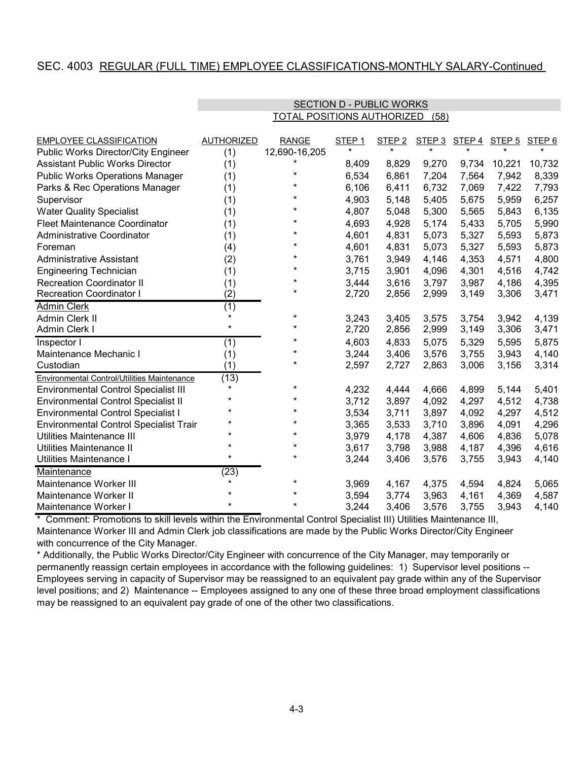## SEC. 4003 REGULAR (FULL TIME) EMPLOYEE CLASSIFICATIONS-MONTHLY SALARY-Continued

### SECTION D - PUBLIC WORKS
### TOTAL POSITIONS AUTHORIZED (58)

| EMPLOYEE CLASSIFICATION | AUTHORIZED | RANGE | STEP 1 | STEP 2 | STEP 3 | STEP 4 | STEP 5 | STEP 6 |
|---|---|---|---|---|---|---|---|---|
| Public Works Director/City Engineer | (1) | 12,690-16,205 | * | * | * | * | * | * |
| Assistant Public Works Director | (1) | * | 8,409 | 8,829 | 9,270 | 9,734 | 10,221 | 10,732 |
| Public Works Operations Manager | (1) | * | 6,534 | 6,861 | 7,204 | 7,564 | 7,942 | 8,339 |
| Parks & Rec Operations Manager | (1) | * | 6,106 | 6,411 | 6,732 | 7,069 | 7,422 | 7,793 |
| Supervisor | (1) | * | 4,903 | 5,148 | 5,405 | 5,675 | 5,959 | 6,257 |
| Water Quality Specialist | (1) | * | 4,807 | 5,048 | 5,300 | 5,565 | 5,843 | 6,135 |
| Fleet Maintenance Coordinator | (1) | * | 4,693 | 4,928 | 5,174 | 5,433 | 5,705 | 5,990 |
| Administrative Coordinator | (1) | * | 4,601 | 4,831 | 5,073 | 5,327 | 5,593 | 5,873 |
| Foreman | (4) | * | 4,601 | 4,831 | 5,073 | 5,327 | 5,593 | 5,873 |
| Administrative Assistant | (2) | * | 3,761 | 3,949 | 4,146 | 4,353 | 4,571 | 4,800 |
| Engineering Technician | (1) | * | 3,715 | 3,901 | 4,096 | 4,301 | 4,516 | 4,742 |
| Recreation Coordinator II | (1) | * | 3,444 | 3,616 | 3,797 | 3,987 | 4,186 | 4,395 |
| Recreation Coordinator I | (2) | * | 2,720 | 2,856 | 2,999 | 3,149 | 3,306 | 3,471 |
| Admin Clerk | (1) | | | | | | | |
| Admin Clerk II | * | * | 3,243 | 3,405 | 3,575 | 3,754 | 3,942 | 4,139 |
| Admin Clerk I | * | * | 2,720 | 2,856 | 2,999 | 3,149 | 3,306 | 3,471 |
| Inspector I | (1) | * | 4,603 | 4,833 | 5,075 | 5,329 | 5,595 | 5,875 |
| Maintenance Mechanic I | (1) | * | 3,244 | 3,406 | 3,576 | 3,755 | 3,943 | 4,140 |
| Custodian | (1) | * | 2,597 | 2,727 | 2,863 | 3,006 | 3,156 | 3,314 |
| Environmental Control/Utilities Maintenance | (13) | | | | | | | |
| Environmental Control Specialist III | * | * | 4,232 | 4,444 | 4,666 | 4,899 | 5,144 | 5,401 |
| Environmental Control Specialist II | * | * | 3,712 | 3,897 | 4,092 | 4,297 | 4,512 | 4,738 |
| Environmental Control Specialist I | * | * | 3,534 | 3,711 | 3,897 | 4,092 | 4,297 | 4,512 |
| Environmental Control Specialist Trair | * | * | 3,365 | 3,533 | 3,710 | 3,896 | 4,091 | 4,296 |
| Utilities Maintenance III | * | * | 3,979 | 4,178 | 4,387 | 4,606 | 4,836 | 5,078 |
| Utilities Maintenance II | * | * | 3,617 | 3,798 | 3,988 | 4,187 | 4,396 | 4,616 |
| Utilities Maintenance I | * | * | 3,244 | 3,406 | 3,576 | 3,755 | 3,943 | 4,140 |
| Maintenance | (23) | | | | | | | |
| Maintenance Worker III | * | * | 3,969 | 4,167 | 4,375 | 4,594 | 4,824 | 5,065 |
| Maintenance Worker II | * | * | 3,594 | 3,774 | 3,963 | 4,161 | 4,369 | 4,587 |
| Maintenance Worker I | * | * | 3,244 | 3,406 | 3,576 | 3,755 | 3,943 | 4,140 |

\* Comment: Promotions to skill levels within the Environmental Control Specialist III) Utilities Maintenance III, Maintenance Worker III and Admin Clerk job classifications are made by the Public Works Director/City Engineer with concurrence of the City Manager.

\* Additionally, the Public Works Director/City Engineer with concurrence of the City Manager, may temporarily or permanently reassign certain employees in accordance with the following guidelines: 1) Supervisor level positions -- Employees serving in capacity of Supervisor may be reassigned to an equivalent pay grade within any of the Supervisor level positions; and 2) Maintenance -- Employees assigned to any one of these three broad employment classifications may be reassigned to an equivalent pay grade of one of the other two classifications.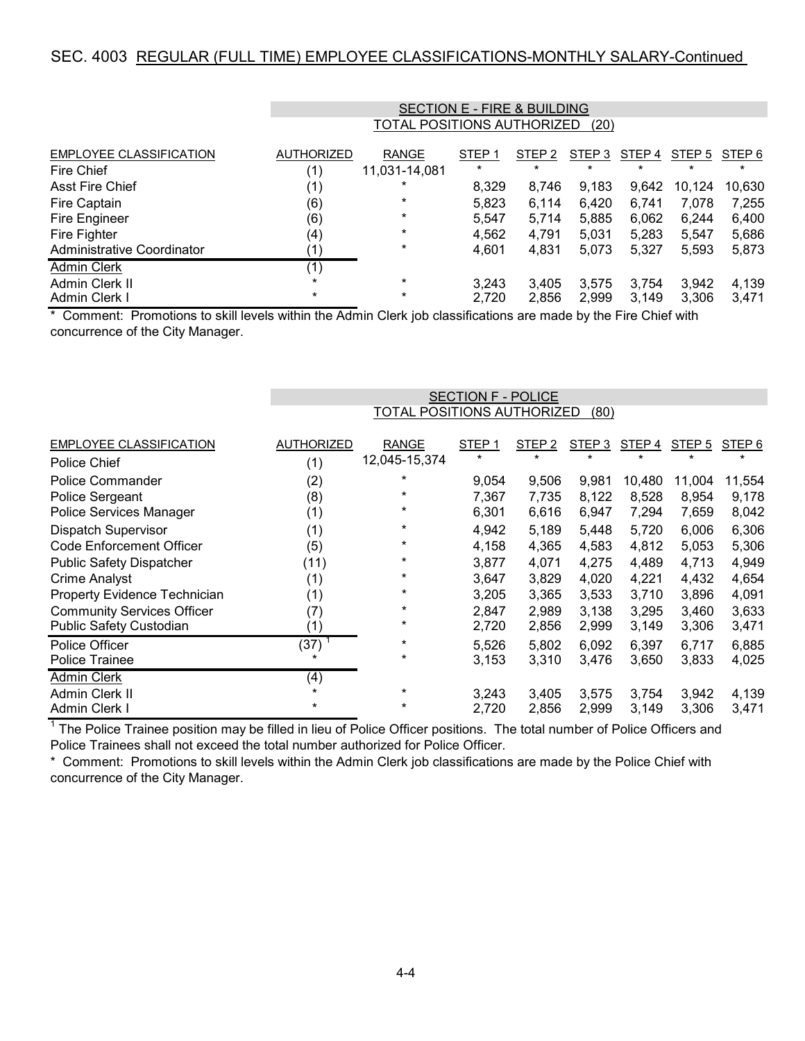## SEC. 4003 REGULAR (FULL TIME) EMPLOYEE CLASSIFICATIONS-MONTHLY SALARY-Continued

### SECTION E - FIRE & BUILDING

TOTAL POSITIONS AUTHORIZED (20)

| EMPLOYEE CLASSIFICATION | AUTHORIZED | RANGE | STEP 1 | STEP 2 | STEP 3 | STEP 4 | STEP 5 | STEP 6 |
|---|---|---|---|---|---|---|---|---|
| Fire Chief | (1) | 11,031-14,081 | * | * | * | * | * | * |
| Asst Fire Chief | (1) | * | 8,329 | 8,746 | 9,183 | 9,642 | 10,124 | 10,630 |
| Fire Captain | (6) | * | 5,823 | 6,114 | 6,420 | 6,741 | 7,078 | 7,255 |
| Fire Engineer | (6) | * | 5,547 | 5,714 | 5,885 | 6,062 | 6,244 | 6,400 |
| Fire Fighter | (4) | * | 4,562 | 4,791 | 5,031 | 5,283 | 5,547 | 5,686 |
| Administrative Coordinator | (1) | * | 4,601 | 4,831 | 5,073 | 5,327 | 5,593 | 5,873 |
| Admin Clerk | (1) | | | | | | | |
| Admin Clerk II | * | * | 3,243 | 3,405 | 3,575 | 3,754 | 3,942 | 4,139 |
| Admin Clerk I | * | * | 2,720 | 2,856 | 2,999 | 3,149 | 3,306 | 3,471 |

\* Comment: Promotions to skill levels within the Admin Clerk job classifications are made by the Fire Chief with concurrence of the City Manager.

### SECTION F - POLICE

TOTAL POSITIONS AUTHORIZED (80)

| EMPLOYEE CLASSIFICATION | AUTHORIZED | RANGE | STEP 1 | STEP 2 | STEP 3 | STEP 4 | STEP 5 | STEP 6 |
|---|---|---|---|---|---|---|---|---|
| Police Chief | (1) | 12,045-15,374 | * | * | * | * | * | * |
| Police Commander | (2) | * | 9,054 | 9,506 | 9,981 | 10,480 | 11,004 | 11,554 |
| Police Sergeant | (8) | * | 7,367 | 7,735 | 8,122 | 8,528 | 8,954 | 9,178 |
| Police Services Manager | (1) | * | 6,301 | 6,616 | 6,947 | 7,294 | 7,659 | 8,042 |
| Dispatch Supervisor | (1) | * | 4,942 | 5,189 | 5,448 | 5,720 | 6,006 | 6,306 |
| Code Enforcement Officer | (5) | * | 4,158 | 4,365 | 4,583 | 4,812 | 5,053 | 5,306 |
| Public Safety Dispatcher | (11) | * | 3,877 | 4,071 | 4,275 | 4,489 | 4,713 | 4,949 |
| Crime Analyst | (1) | * | 3,647 | 3,829 | 4,020 | 4,221 | 4,432 | 4,654 |
| Property Evidence Technician | (1) | * | 3,205 | 3,365 | 3,533 | 3,710 | 3,896 | 4,091 |
| Community Services Officer | (7) | * | 2,847 | 2,989 | 3,138 | 3,295 | 3,460 | 3,633 |
| Public Safety Custodian | (1) | * | 2,720 | 2,856 | 2,999 | 3,149 | 3,306 | 3,471 |
| Police Officer | (37) [1] | * | 5,526 | 5,802 | 6,092 | 6,397 | 6,717 | 6,885 |
| Police Trainee | * | * | 3,153 | 3,310 | 3,476 | 3,650 | 3,833 | 4,025 |
| Admin Clerk | (4) | | | | | | | |
| Admin Clerk II | * | * | 3,243 | 3,405 | 3,575 | 3,754 | 3,942 | 4,139 |
| Admin Clerk I | * | * | 2,720 | 2,856 | 2,999 | 3,149 | 3,306 | 3,471 |

[1] The Police Trainee position may be filled in lieu of Police Officer positions. The total number of Police Officers and Police Trainees shall not exceed the total number authorized for Police Officer.

\* Comment: Promotions to skill levels within the Admin Clerk job classifications are made by the Police Chief with concurrence of the City Manager.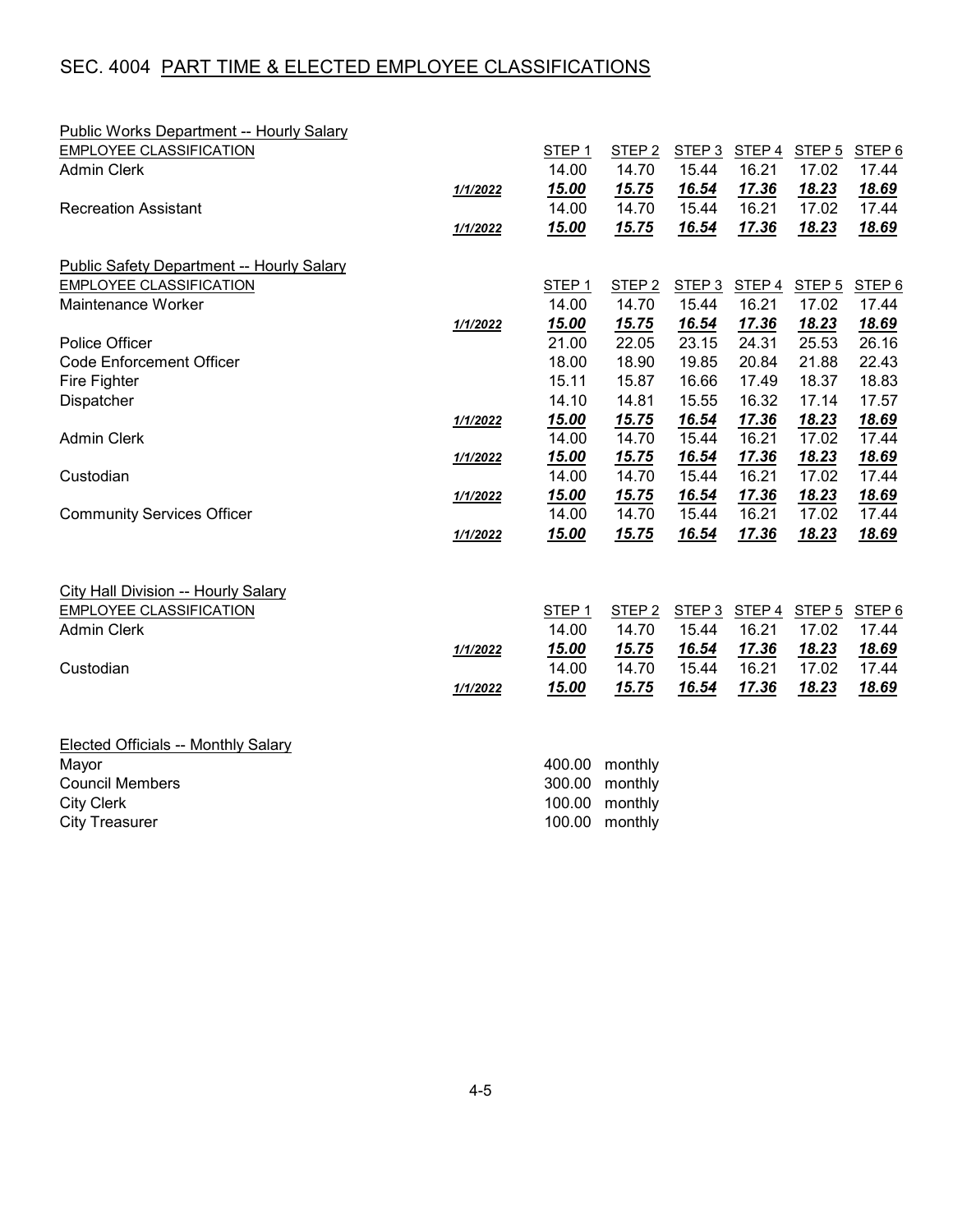# SEC. 4004 PART TIME & ELECTED EMPLOYEE CLASSIFICATIONS

Public Works Department -- Hourly Salary

| EMPLOYEE CLASSIFICATION | | STEP 1 | STEP 2 | STEP 3 | STEP 4 | STEP 5 | STEP 6 |
|---|---|---|---|---|---|---|---|
| Admin Clerk | | 14.00 | 14.70 | 15.44 | 16.21 | 17.02 | 17.44 |
| | *1/1/2022* | ***15.00*** | ***15.75*** | ***16.54*** | ***17.36*** | ***18.23*** | ***18.69*** |
| Recreation Assistant | | 14.00 | 14.70 | 15.44 | 16.21 | 17.02 | 17.44 |
| | *1/1/2022* | ***15.00*** | ***15.75*** | ***16.54*** | ***17.36*** | ***18.23*** | ***18.69*** |

Public Safety Department -- Hourly Salary

| EMPLOYEE CLASSIFICATION | | STEP 1 | STEP 2 | STEP 3 | STEP 4 | STEP 5 | STEP 6 |
|---|---|---|---|---|---|---|---|
| Maintenance Worker | | 14.00 | 14.70 | 15.44 | 16.21 | 17.02 | 17.44 |
| | *1/1/2022* | ***15.00*** | ***15.75*** | ***16.54*** | ***17.36*** | ***18.23*** | ***18.69*** |
| Police Officer | | 21.00 | 22.05 | 23.15 | 24.31 | 25.53 | 26.16 |
| Code Enforcement Officer | | 18.00 | 18.90 | 19.85 | 20.84 | 21.88 | 22.43 |
| Fire Fighter | | 15.11 | 15.87 | 16.66 | 17.49 | 18.37 | 18.83 |
| Dispatcher | | 14.10 | 14.81 | 15.55 | 16.32 | 17.14 | 17.57 |
| | *1/1/2022* | ***15.00*** | ***15.75*** | ***16.54*** | ***17.36*** | ***18.23*** | ***18.69*** |
| Admin Clerk | | 14.00 | 14.70 | 15.44 | 16.21 | 17.02 | 17.44 |
| | *1/1/2022* | ***15.00*** | ***15.75*** | ***16.54*** | ***17.36*** | ***18.23*** | ***18.69*** |
| Custodian | | 14.00 | 14.70 | 15.44 | 16.21 | 17.02 | 17.44 |
| | *1/1/2022* | ***15.00*** | ***15.75*** | ***16.54*** | ***17.36*** | ***18.23*** | ***18.69*** |
| Community Services Officer | | 14.00 | 14.70 | 15.44 | 16.21 | 17.02 | 17.44 |
| | *1/1/2022* | ***15.00*** | ***15.75*** | ***16.54*** | ***17.36*** | ***18.23*** | ***18.69*** |

City Hall Division -- Hourly Salary

| EMPLOYEE CLASSIFICATION | | STEP 1 | STEP 2 | STEP 3 | STEP 4 | STEP 5 | STEP 6 |
|---|---|---|---|---|---|---|---|
| Admin Clerk | | 14.00 | 14.70 | 15.44 | 16.21 | 17.02 | 17.44 |
| | *1/1/2022* | ***15.00*** | ***15.75*** | ***16.54*** | ***17.36*** | ***18.23*** | ***18.69*** |
| Custodian | | 14.00 | 14.70 | 15.44 | 16.21 | 17.02 | 17.44 |
| | *1/1/2022* | ***15.00*** | ***15.75*** | ***16.54*** | ***17.36*** | ***18.23*** | ***18.69*** |

Elected Officials -- Monthly Salary

| | | |
|---|---|---|
| Mayor | 400.00 | monthly |
| Council Members | 300.00 | monthly |
| City Clerk | 100.00 | monthly |
| City Treasurer | 100.00 | monthly |